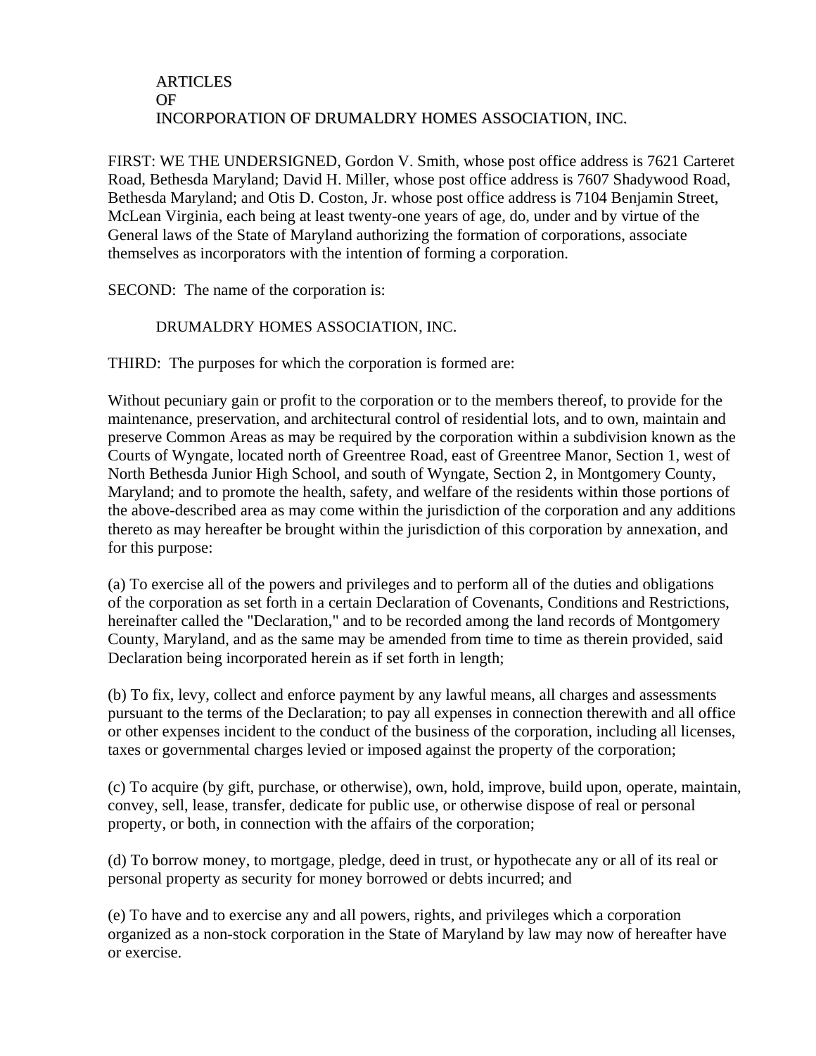# ARTICLES
# OF
# INCORPORATION OF DRUMALDRY HOMES ASSOCIATION, INC.

FIRST: WE THE UNDERSIGNED, Gordon V. Smith, whose post office address is 7621 Carteret Road, Bethesda Maryland; David H. Miller, whose post office address is 7607 Shadywood Road, Bethesda Maryland; and Otis D. Coston, Jr. whose post office address is 7104 Benjamin Street, McLean Virginia, each being at least twenty-one years of age, do, under and by virtue of the General laws of the State of Maryland authorizing the formation of corporations, associate themselves as incorporators with the intention of forming a corporation.

SECOND: The name of the corporation is:

DRUMALDRY HOMES ASSOCIATION, INC.

THIRD: The purposes for which the corporation is formed are:

Without pecuniary gain or profit to the corporation or to the members thereof, to provide for the maintenance, preservation, and architectural control of residential lots, and to own, maintain and preserve Common Areas as may be required by the corporation within a subdivision known as the Courts of Wyngate, located north of Greentree Road, east of Greentree Manor, Section 1, west of North Bethesda Junior High School, and south of Wyngate, Section 2, in Montgomery County, Maryland; and to promote the health, safety, and welfare of the residents within those portions of the above-described area as may come within the jurisdiction of the corporation and any additions thereto as may hereafter be brought within the jurisdiction of this corporation by annexation, and for this purpose:

(a) To exercise all of the powers and privileges and to perform all of the duties and obligations of the corporation as set forth in a certain Declaration of Covenants, Conditions and Restrictions, hereinafter called the "Declaration," and to be recorded among the land records of Montgomery County, Maryland, and as the same may be amended from time to time as therein provided, said Declaration being incorporated herein as if set forth in length;

(b) To fix, levy, collect and enforce payment by any lawful means, all charges and assessments pursuant to the terms of the Declaration; to pay all expenses in connection therewith and all office or other expenses incident to the conduct of the business of the corporation, including all licenses, taxes or governmental charges levied or imposed against the property of the corporation;

(c) To acquire (by gift, purchase, or otherwise), own, hold, improve, build upon, operate, maintain, convey, sell, lease, transfer, dedicate for public use, or otherwise dispose of real or personal property, or both, in connection with the affairs of the corporation;

(d) To borrow money, to mortgage, pledge, deed in trust, or hypothecate any or all of its real or personal property as security for money borrowed or debts incurred; and

(e) To have and to exercise any and all powers, rights, and privileges which a corporation organized as a non-stock corporation in the State of Maryland by law may now of hereafter have or exercise.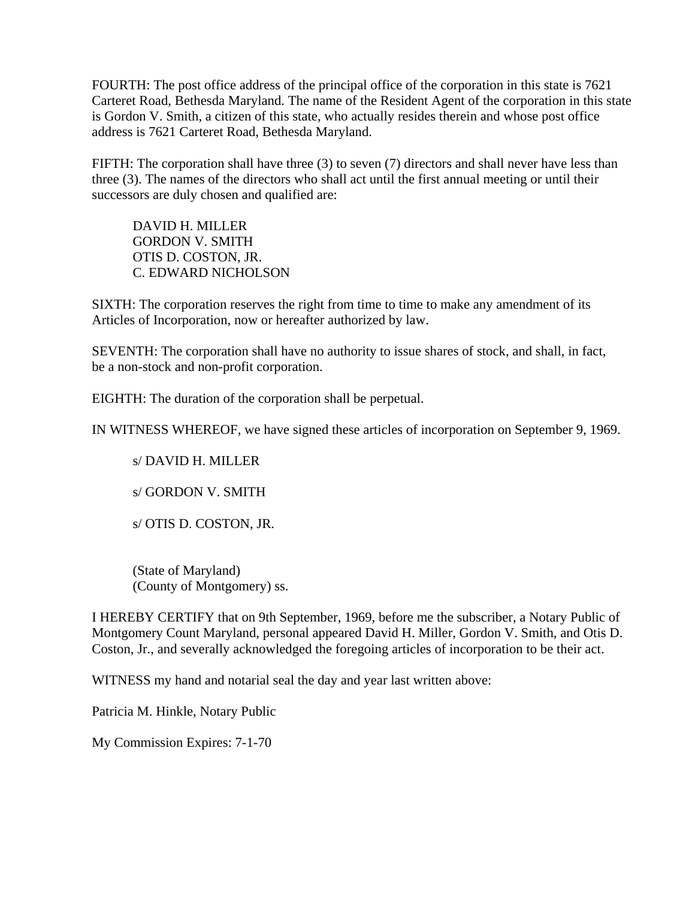FOURTH: The post office address of the principal office of the corporation in this state is 7621 Carteret Road, Bethesda Maryland. The name of the Resident Agent of the corporation in this state is Gordon V. Smith, a citizen of this state, who actually resides therein and whose post office address is 7621 Carteret Road, Bethesda Maryland.

FIFTH: The corporation shall have three (3) to seven (7) directors and shall never have less than three (3). The names of the directors who shall act until the first annual meeting or until their successors are duly chosen and qualified are:

DAVID H. MILLER
GORDON V. SMITH
OTIS D. COSTON, JR.
C. EDWARD NICHOLSON

SIXTH: The corporation reserves the right from time to time to make any amendment of its Articles of Incorporation, now or hereafter authorized by law.

SEVENTH: The corporation shall have no authority to issue shares of stock, and shall, in fact, be a non-stock and non-profit corporation.

EIGHTH: The duration of the corporation shall be perpetual.

IN WITNESS WHEREOF, we have signed these articles of incorporation on September 9, 1969.

s/ DAVID H. MILLER

s/ GORDON V. SMITH

s/ OTIS D. COSTON, JR.

(State of Maryland)
(County of Montgomery) ss.

I HEREBY CERTIFY that on 9th September, 1969, before me the subscriber, a Notary Public of Montgomery Count Maryland, personal appeared David H. Miller, Gordon V. Smith, and Otis D. Coston, Jr., and severally acknowledged the foregoing articles of incorporation to be their act.

WITNESS my hand and notarial seal the day and year last written above:

Patricia M. Hinkle, Notary Public

My Commission Expires: 7-1-70